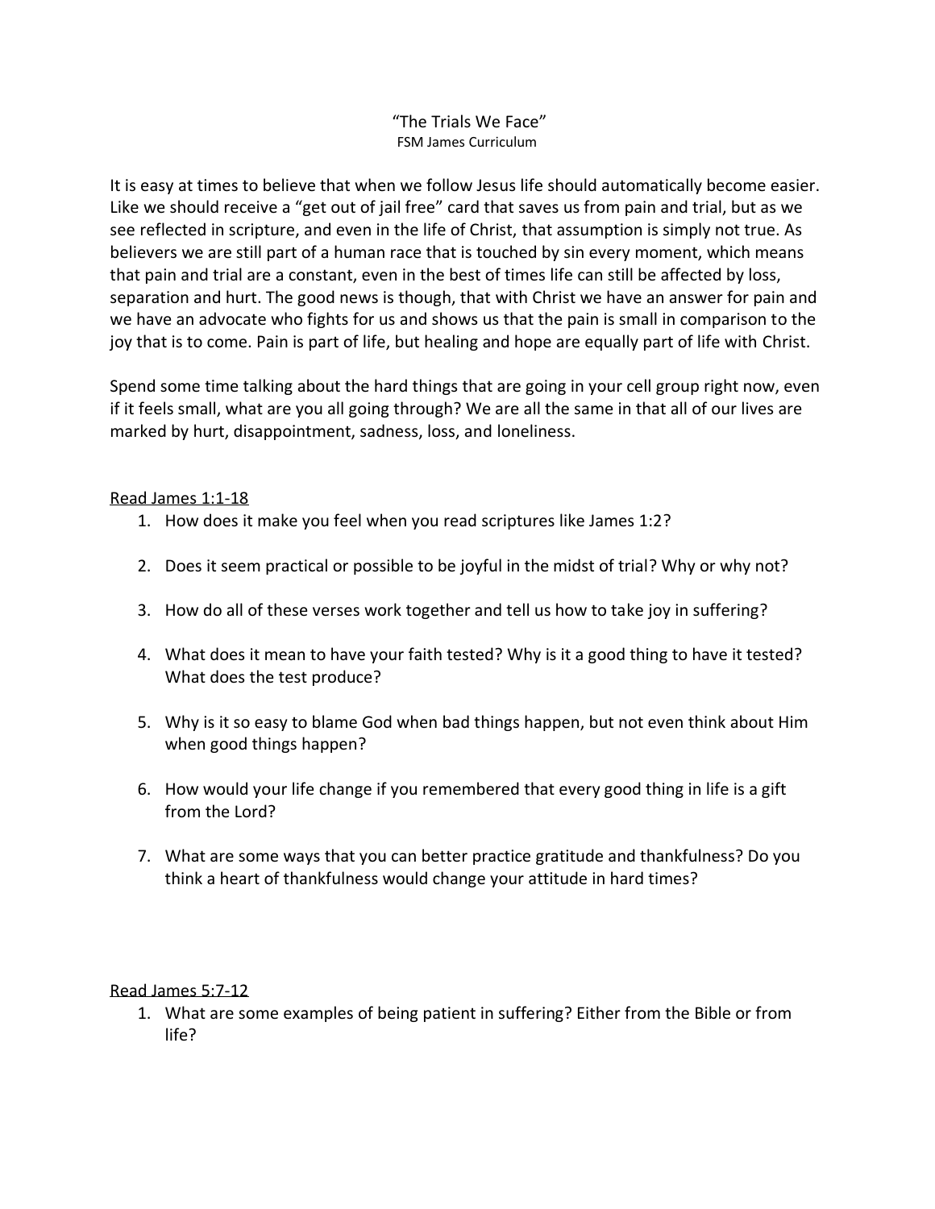# "The Trials We Face"

FSM James Curriculum

It is easy at times to believe that when we follow Jesus life should automatically become easier. Like we should receive a "get out of jail free" card that saves us from pain and trial, but as we see reflected in scripture, and even in the life of Christ, that assumption is simply not true. As believers we are still part of a human race that is touched by sin every moment, which means that pain and trial are a constant, even in the best of times life can still be affected by loss, separation and hurt. The good news is though, that with Christ we have an answer for pain and we have an advocate who fights for us and shows us that the pain is small in comparison to the joy that is to come. Pain is part of life, but healing and hope are equally part of life with Christ.

Spend some time talking about the hard things that are going in your cell group right now, even if it feels small, what are you all going through? We are all the same in that all of our lives are marked by hurt, disappointment, sadness, loss, and loneliness.

<u>Read James 1:1-18</u>

1. How does it make you feel when you read scriptures like James 1:2?
2. Does it seem practical or possible to be joyful in the midst of trial? Why or why not?
3. How do all of these verses work together and tell us how to take joy in suffering?
4. What does it mean to have your faith tested? Why is it a good thing to have it tested? What does the test produce?
5. Why is it so easy to blame God when bad things happen, but not even think about Him when good things happen?
6. How would your life change if you remembered that every good thing in life is a gift from the Lord?
7. What are some ways that you can better practice gratitude and thankfulness? Do you think a heart of thankfulness would change your attitude in hard times?

<u>Read James 5:7-12</u>

1. What are some examples of being patient in suffering? Either from the Bible or from life?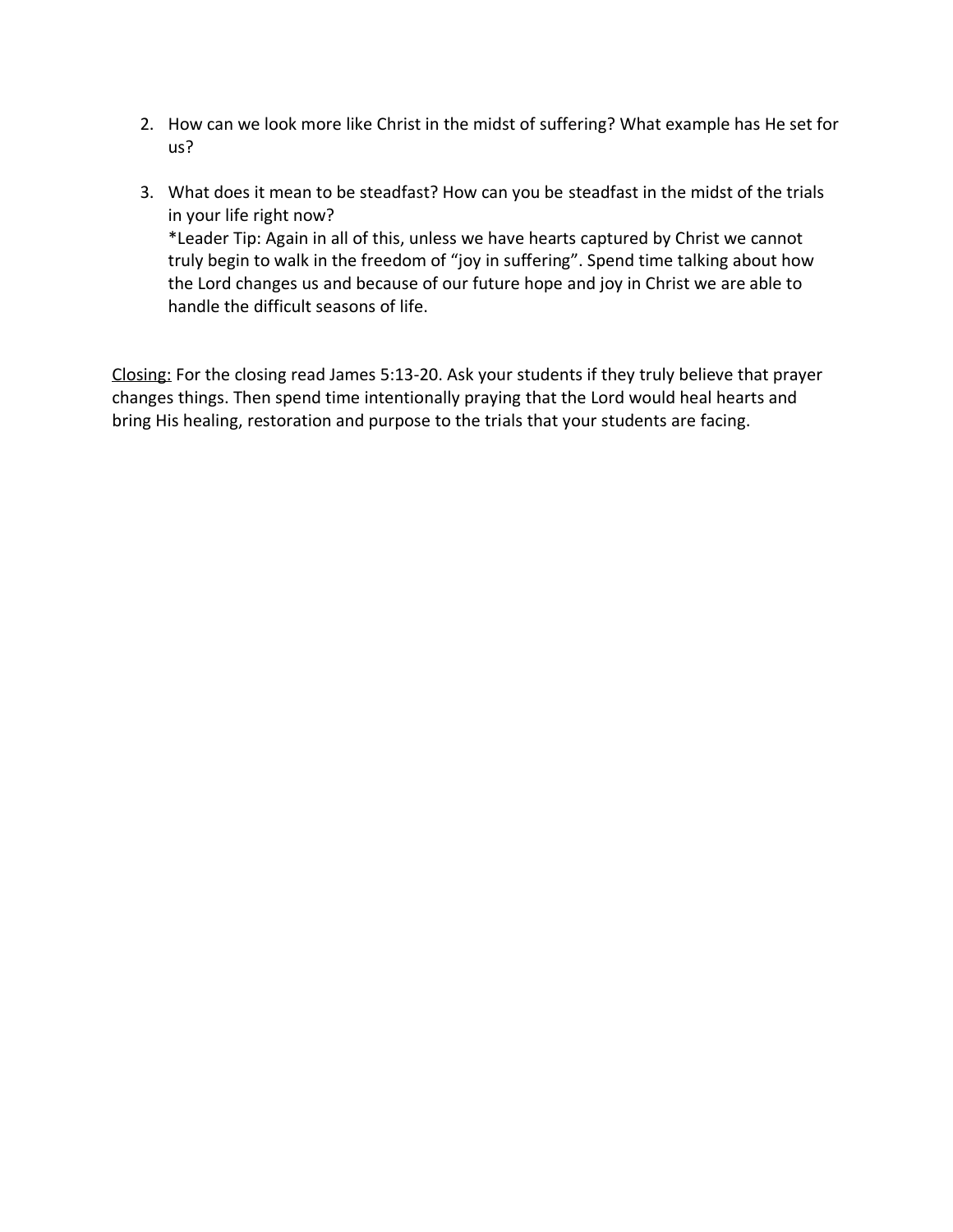2. How can we look more like Christ in the midst of suffering? What example has He set for us?

3. What does it mean to be steadfast? How can you be steadfast in the midst of the trials in your life right now?
   *Leader Tip: Again in all of this, unless we have hearts captured by Christ we cannot truly begin to walk in the freedom of "joy in suffering". Spend time talking about how the Lord changes us and because of our future hope and joy in Christ we are able to handle the difficult seasons of life.

<u>Closing:</u> For the closing read James 5:13-20. Ask your students if they truly believe that prayer changes things. Then spend time intentionally praying that the Lord would heal hearts and bring His healing, restoration and purpose to the trials that your students are facing.